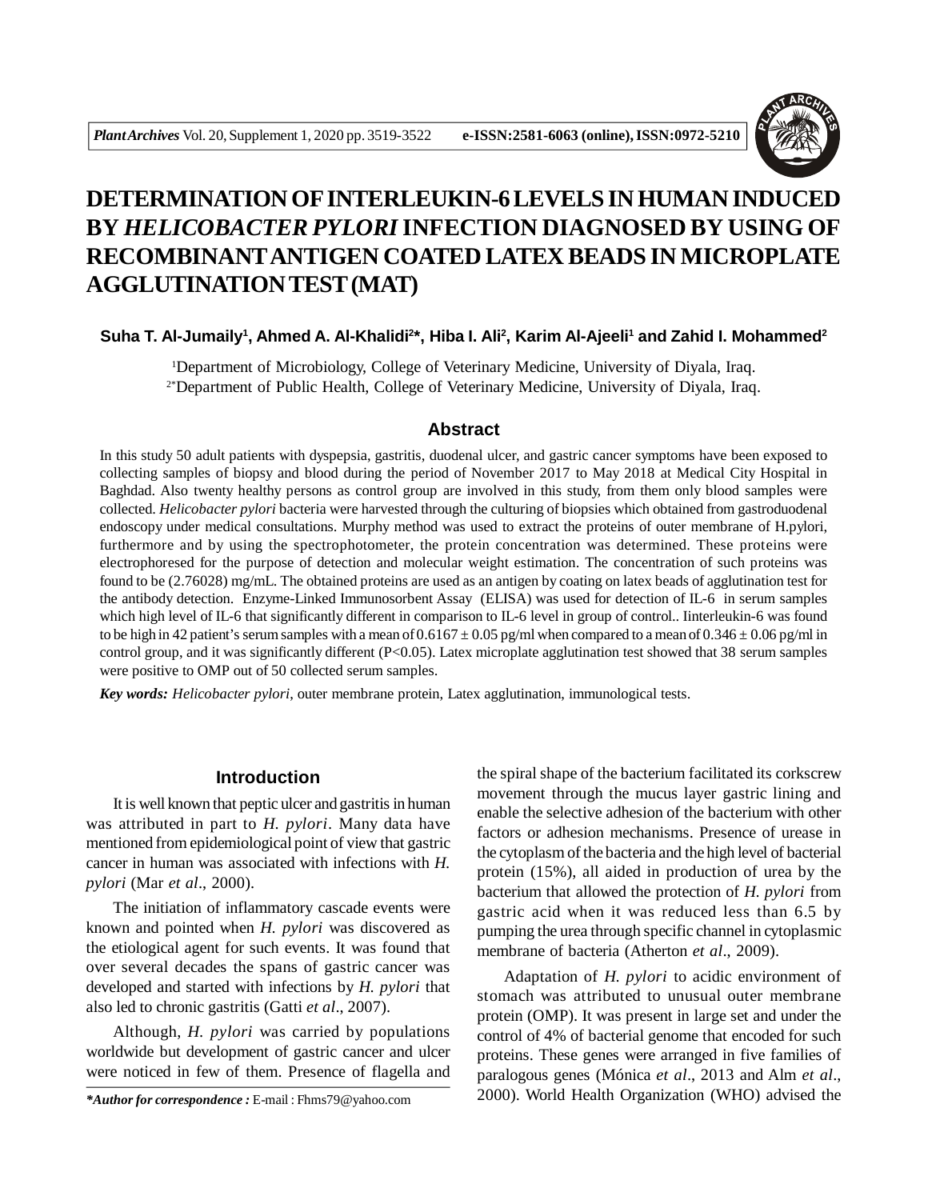# DETERMINATION OF INTERLEUKIN-6 LEVELS IN HUMAN INDUCED BY *HELICOBACTER PYLORI* INFECTION DIAGNOSED BY USING OF RECOMBINANT ANTIGEN COATED LATEX BEADS IN MICROPLATE AGGLUTINATION TEST (MAT)

**Suha T. Al-Jumaily[1], Ahmed A. Al-Khalidi[2*], Hiba I. Ali[2], Karim Al-Ajeeli[1] and Zahid I. Mohammed[2]**

[1]Department of Microbiology, College of Veterinary Medicine, University of Diyala, Iraq.
[2*]Department of Public Health, College of Veterinary Medicine, University of Diyala, Iraq.

## Abstract

In this study 50 adult patients with dyspepsia, gastritis, duodenal ulcer, and gastric cancer symptoms have been exposed to collecting samples of biopsy and blood during the period of November 2017 to May 2018 at Medical City Hospital in Baghdad. Also twenty healthy persons as control group are involved in this study, from them only blood samples were collected. *Helicobacter pylori* bacteria were harvested through the culturing of biopsies which obtained from gastroduodenal endoscopy under medical consultations. Murphy method was used to extract the proteins of outer membrane of H.pylori, furthermore and by using the spectrophotometer, the protein concentration was determined. These proteins were electrophoresed for the purpose of detection and molecular weight estimation. The concentration of such proteins was found to be (2.76028) mg/mL. The obtained proteins are used as an antigen by coating on latex beads of agglutination test for the antibody detection. Enzyme-Linked Immunosorbent Assay (ELISA) was used for detection of IL-6 in serum samples which high level of IL-6 that significantly different in comparison to IL-6 level in group of control.. Iinterleukin-6 was found to be high in 42 patient's serum samples with a mean of $0.6167 \pm 0.05$ pg/ml when compared to a mean of $0.346 \pm 0.06$ pg/ml in control group, and it was significantly different ($P<0.05$). Latex microplate agglutination test showed that 38 serum samples were positive to OMP out of 50 collected serum samples.

***Key words:*** *Helicobacter pylori*, outer membrane protein, Latex agglutination, immunological tests.

## Introduction

It is well known that peptic ulcer and gastritis in human was attributed in part to *H. pylori*. Many data have mentioned from epidemiological point of view that gastric cancer in human was associated with infections with *H. pylori* (Mar *et al*., 2000).

The initiation of inflammatory cascade events were known and pointed when *H. pylori* was discovered as the etiological agent for such events. It was found that over several decades the spans of gastric cancer was developed and started with infections by *H. pylori* that also led to chronic gastritis (Gatti *et al*., 2007).

Although, *H. pylori* was carried by populations worldwide but development of gastric cancer and ulcer were noticed in few of them. Presence of flagella and the spiral shape of the bacterium facilitated its corkscrew movement through the mucus layer gastric lining and enable the selective adhesion of the bacterium with other factors or adhesion mechanisms. Presence of urease in the cytoplasm of the bacteria and the high level of bacterial protein (15%), all aided in production of urea by the bacterium that allowed the protection of *H. pylori* from gastric acid when it was reduced less than 6.5 by pumping the urea through specific channel in cytoplasmic membrane of bacteria (Atherton *et al*., 2009).

Adaptation of *H. pylori* to acidic environment of stomach was attributed to unusual outer membrane protein (OMP). It was present in large set and under the control of 4% of bacterial genome that encoded for such proteins. These genes were arranged in five families of paralogous genes (Mónica *et al*., 2013 and Alm *et al*., 2000). World Health Organization (WHO) advised the

***\*Author for correspondence :*** E-mail : Fhms79@yahoo.com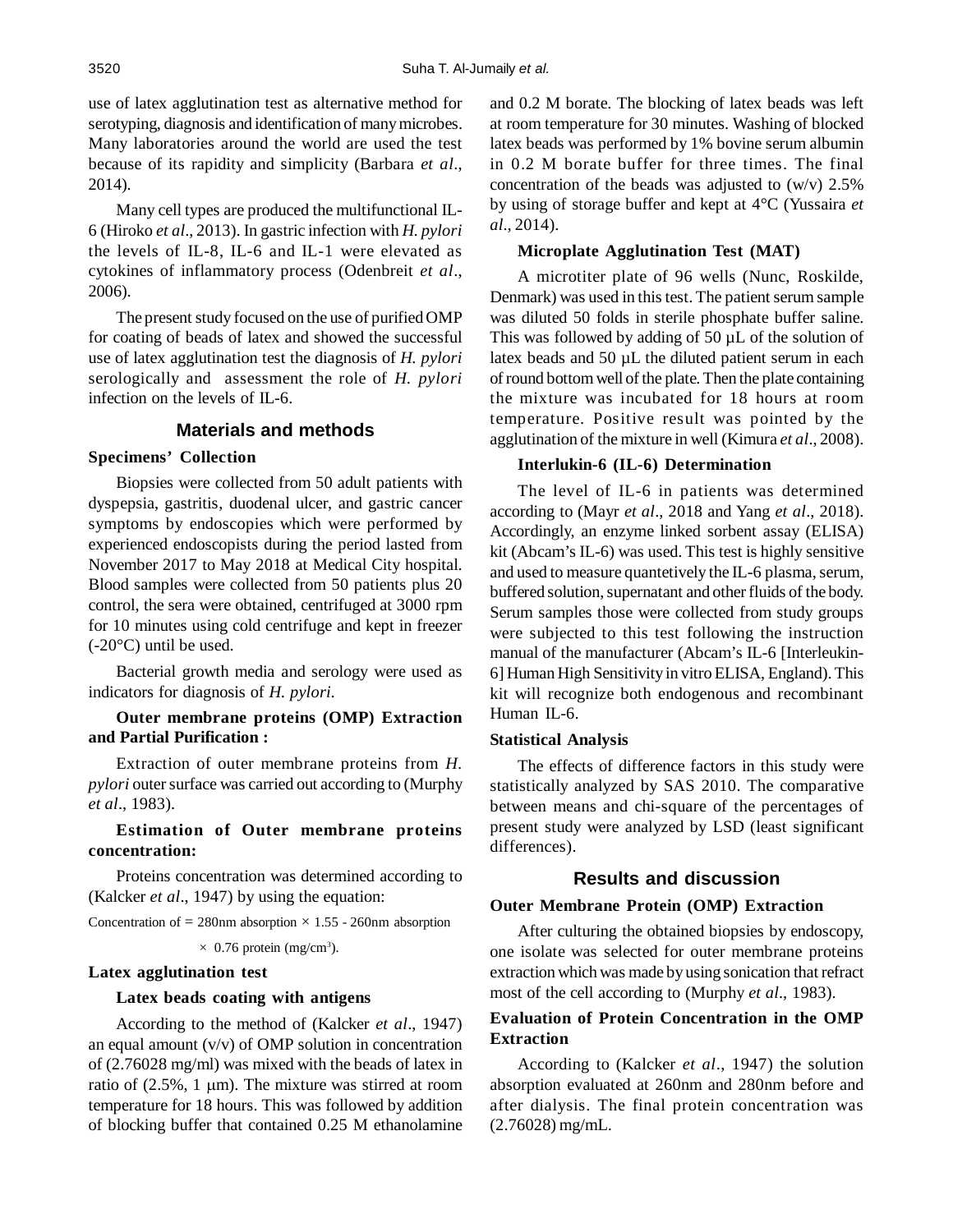use of latex agglutination test as alternative method for serotyping, diagnosis and identification of many microbes. Many laboratories around the world are used the test because of its rapidity and simplicity (Barbara *et al*., 2014).

Many cell types are produced the multifunctional IL-6 (Hiroko *et al*., 2013). In gastric infection with *H. pylori* the levels of IL-8, IL-6 and IL-1 were elevated as cytokines of inflammatory process (Odenbreit *et al*., 2006).

The present study focused on the use of purified OMP for coating of beads of latex and showed the successful use of latex agglutination test the diagnosis of *H. pylori* serologically and assessment the role of *H. pylori* infection on the levels of IL-6.

## Materials and methods

### Specimens' Collection

Biopsies were collected from 50 adult patients with dyspepsia, gastritis, duodenal ulcer, and gastric cancer symptoms by endoscopies which were performed by experienced endoscopists during the period lasted from November 2017 to May 2018 at Medical City hospital. Blood samples were collected from 50 patients plus 20 control, the sera were obtained, centrifuged at 3000 rpm for 10 minutes using cold centrifuge and kept in freezer (-20°C) until be used.

Bacterial growth media and serology were used as indicators for diagnosis of *H. pylori.*

### Outer membrane proteins (OMP) Extraction and Partial Purification :

Extraction of outer membrane proteins from *H. pylori* outer surface was carried out according to (Murphy *et al*., 1983).

### Estimation of Outer membrane proteins concentration:

Proteins concentration was determined according to (Kalcker *et al*., 1947) by using the equation:

Concentration of = 280nm absorption $\times$ 1.55 - 260nm absorption $\times$ 0.76 protein (mg/cm$^3$).

### Latex agglutination test

#### Latex beads coating with antigens

According to the method of (Kalcker *et al*., 1947) an equal amount (v/v) of OMP solution in concentration of (2.76028 mg/ml) was mixed with the beads of latex in ratio of (2.5%, 1 µm). The mixture was stirred at room temperature for 18 hours. This was followed by addition of blocking buffer that contained 0.25 M ethanolamine and 0.2 M borate. The blocking of latex beads was left at room temperature for 30 minutes. Washing of blocked latex beads was performed by 1% bovine serum albumin in 0.2 M borate buffer for three times. The final concentration of the beads was adjusted to (w/v) 2.5% by using of storage buffer and kept at 4°C (Yussaira *et al*., 2014).

#### Microplate Agglutination Test (MAT)

A microtiter plate of 96 wells (Nunc, Roskilde, Denmark) was used in this test. The patient serum sample was diluted 50 folds in sterile phosphate buffer saline. This was followed by adding of 50 µL of the solution of latex beads and 50 µL the diluted patient serum in each of round bottom well of the plate. Then the plate containing the mixture was incubated for 18 hours at room temperature. Positive result was pointed by the agglutination of the mixture in well (Kimura *et al*., 2008).

#### Interlukin-6 (IL-6) Determination

The level of IL-6 in patients was determined according to (Mayr *et al*., 2018 and Yang *et al*., 2018). Accordingly, an enzyme linked sorbent assay (ELISA) kit (Abcam's IL-6) was used. This test is highly sensitive and used to measure quantetively the IL-6 plasma, serum, buffered solution, supernatant and other fluids of the body. Serum samples those were collected from study groups were subjected to this test following the instruction manual of the manufacturer (Abcam's IL-6 [Interleukin-6] Human High Sensitivity in vitro ELISA, England). This kit will recognize both endogenous and recombinant Human IL-6.

### Statistical Analysis

The effects of difference factors in this study were statistically analyzed by SAS 2010. The comparative between means and chi-square of the percentages of present study were analyzed by LSD (least significant differences).

## Results and discussion

### Outer Membrane Protein (OMP) Extraction

After culturing the obtained biopsies by endoscopy, one isolate was selected for outer membrane proteins extraction which was made by using sonication that refract most of the cell according to (Murphy *et al*., 1983).

### Evaluation of Protein Concentration in the OMP Extraction

According to (Kalcker *et al*., 1947) the solution absorption evaluated at 260nm and 280nm before and after dialysis. The final protein concentration was (2.76028) mg/mL.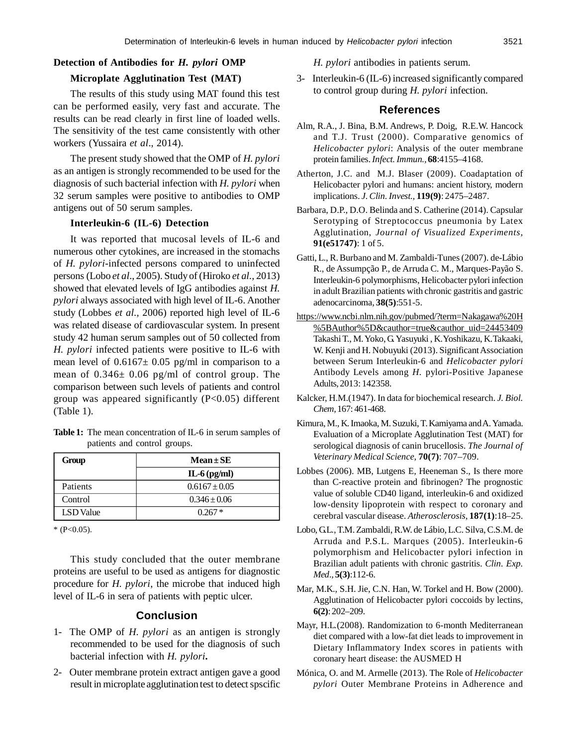### Detection of Antibodies for *H. pylori* OMP

#### Microplate Agglutination Test (MAT)

The results of this study using MAT found this test can be performed easily, very fast and accurate. The results can be read clearly in first line of loaded wells. The sensitivity of the test came consistently with other workers (Yussaira *et al*., 2014).

The present study showed that the OMP of *H. pylori* as an antigen is strongly recommended to be used for the diagnosis of such bacterial infection with *H. pylori* when 32 serum samples were positive to antibodies to OMP antigens out of 50 serum samples.

#### Interleukin-6 (IL-6) Detection

It was reported that mucosal levels of IL-6 and numerous other cytokines, are increased in the stomachs of *H. pylori*-infected persons compared to uninfected persons (Lobo *et al*., 2005). Study of (Hiroko *et al.,* 2013) showed that elevated levels of IgG antibodies against *H. pylori* always associated with high level of IL-6. Another study (Lobbes *et al.,* 2006) reported high level of IL-6 was related disease of cardiovascular system. In present study 42 human serum samples out of 50 collected from *H. pylori* infected patients were positive to IL-6 with mean level of 0.6167± 0.05 pg/ml in comparison to a mean of 0.346± 0.06 pg/ml of control group. The comparison between such levels of patients and control group was appeared significantly (P<0.05) different (Table 1).

**Table 1:** The mean concentration of IL-6 in serum samples of patients and control groups.

| Group | Mean ± SE |
|---|---|
| | IL-6 (pg/ml) |
| Patients | 0.6167 ± 0.05 |
| Control | 0.346 ± 0.06 |
| LSD Value | 0.267 * |

\* (P<0.05).

This study concluded that the outer membrane proteins are useful to be used as antigens for diagnostic procedure for *H. pylori*, the microbe that induced high level of IL-6 in sera of patients with peptic ulcer.

## Conclusion

1- The OMP of *H. pylori* as an antigen is strongly recommended to be used for the diagnosis of such bacterial infection with *H. pylori***.**

2- Outer membrane protein extract antigen gave a good result in microplate agglutination test to detect spscific *H. pylori* antibodies in patients serum.

3- Interleukin-6 (IL-6) increased significantly compared to control group during *H. pylori* infection.

## References

Alm, R.A., J. Bina, B.M. Andrews, P. Doig, R.E.W. Hancock and T.J. Trust (2000). Comparative genomics of *Helicobacter pylori*: Analysis of the outer membrane protein families. *Infect. Immun.*, **68**:4155–4168.

Atherton, J.C. and M.J. Blaser (2009). Coadaptation of Helicobacter pylori and humans: ancient history, modern implications. *J. Clin. Invest.,* **119(9)**: 2475–2487.

Barbara, D.P., D.O. Belinda and S. Catherine (2014). Capsular Serotyping of Streptococcus pneumonia by Latex Agglutination, *Journal of Visualized Experiments*, **91(e51747)**: 1 of 5.

Gatti, L., R. Burbano and M. Zambaldi-Tunes (2007). de-Lábio R., de Assumpção P., de Arruda C. M., Marques-Payão S. Interleukin-6 polymorphisms, Helicobacter pylori infection in adult Brazilian patients with chronic gastritis and gastric adenocarcinoma, **38(5)**:551-5.

https://www.ncbi.nlm.nih.gov/pubmed/?term=Nakagawa%20H%5BAuthor%5D&cauthor=true&cauthor_uid=24453409 Takashi T., M. Yoko, G. Yasuyuki , K.Yoshikazu, K.Takaaki, W. Kenji and H. Nobuyuki (2013). Significant Association between Serum Interleukin-6 and *Helicobacter pylori* Antibody Levels among *H.* pylori-Positive Japanese Adults, 2013: 142358.

Kalcker, H.M.(1947). In data for biochemical research. *J. Biol. Chem,* 167: 461-468.

Kimura, M., K. Imaoka, M. Suzuki, T. Kamiyama and A. Yamada. Evaluation of a Microplate Agglutination Test (MAT) for serological diagnosis of canin brucellosis. *The Journal of Veterinary Medical Science,* **70(7)**: 707–709.

Lobbes (2006). MB, Lutgens E, Heeneman S., Is there more than C-reactive protein and fibrinogen? The prognostic value of soluble CD40 ligand, interleukin-6 and oxidized low-density lipoprotein with respect to coronary and cerebral vascular disease. *Atherosclerosis,* **187(1)**:18–25.

Lobo, G.L., T.M. Zambaldi, R.W. de Lábio, L.C. Silva, C.S.M. de Arruda and P.S.L. Marques (2005). Interleukin-6 polymorphism and Helicobacter pylori infection in Brazilian adult patients with chronic gastritis. *Clin. Exp. Med*., **5(3)**:112-6.

Mar, M.K., S.H. Jie, C.N. Han, W. Torkel and H. Bow (2000). Agglutination of Helicobacter pylori coccoids by lectins, **6(2)**: 202–209.

Mayr, H.L.(2008). Randomization to 6-month Mediterranean diet compared with a low-fat diet leads to improvement in Dietary Inflammatory Index scores in patients with coronary heart disease: the AUSMED H

Mónica, O. and M. Armelle (2013). The Role of *Helicobacter pylori* Outer Membrane Proteins in Adherence and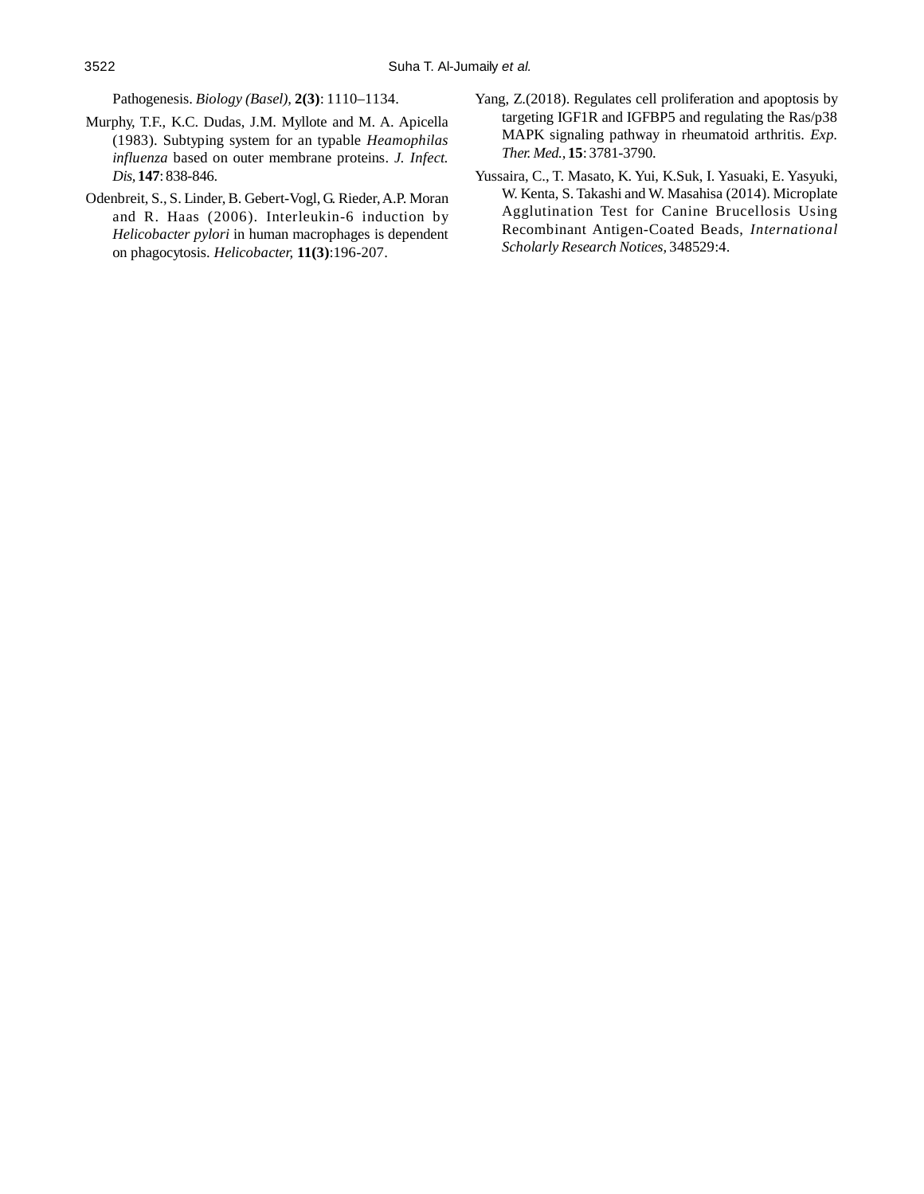Pathogenesis. *Biology (Basel),* **2(3)**: 1110–1134.

Murphy, T.F., K.C. Dudas, J.M. Myllote and M. A. Apicella (1983). Subtyping system for an typable *Heamophilas influenza* based on outer membrane proteins. *J. Infect. Dis,* **147**: 838-846.

Odenbreit, S., S. Linder, B. Gebert-Vogl, G. Rieder, A.P. Moran and R. Haas (2006). Interleukin-6 induction by *Helicobacter pylori* in human macrophages is dependent on phagocytosis. *Helicobacter,* **11(3)**:196-207.

Yang, Z.(2018). Regulates cell proliferation and apoptosis by targeting IGF1R and IGFBP5 and regulating the Ras/p38 MAPK signaling pathway in rheumatoid arthritis. *Exp. Ther. Med.,* **15**: 3781-3790.

Yussaira, C., T. Masato, K. Yui, K.Suk, I. Yasuaki, E. Yasyuki, W. Kenta, S. Takashi and W. Masahisa (2014). Microplate Agglutination Test for Canine Brucellosis Using Recombinant Antigen-Coated Beads, *International Scholarly Research Notices,* 348529:4.